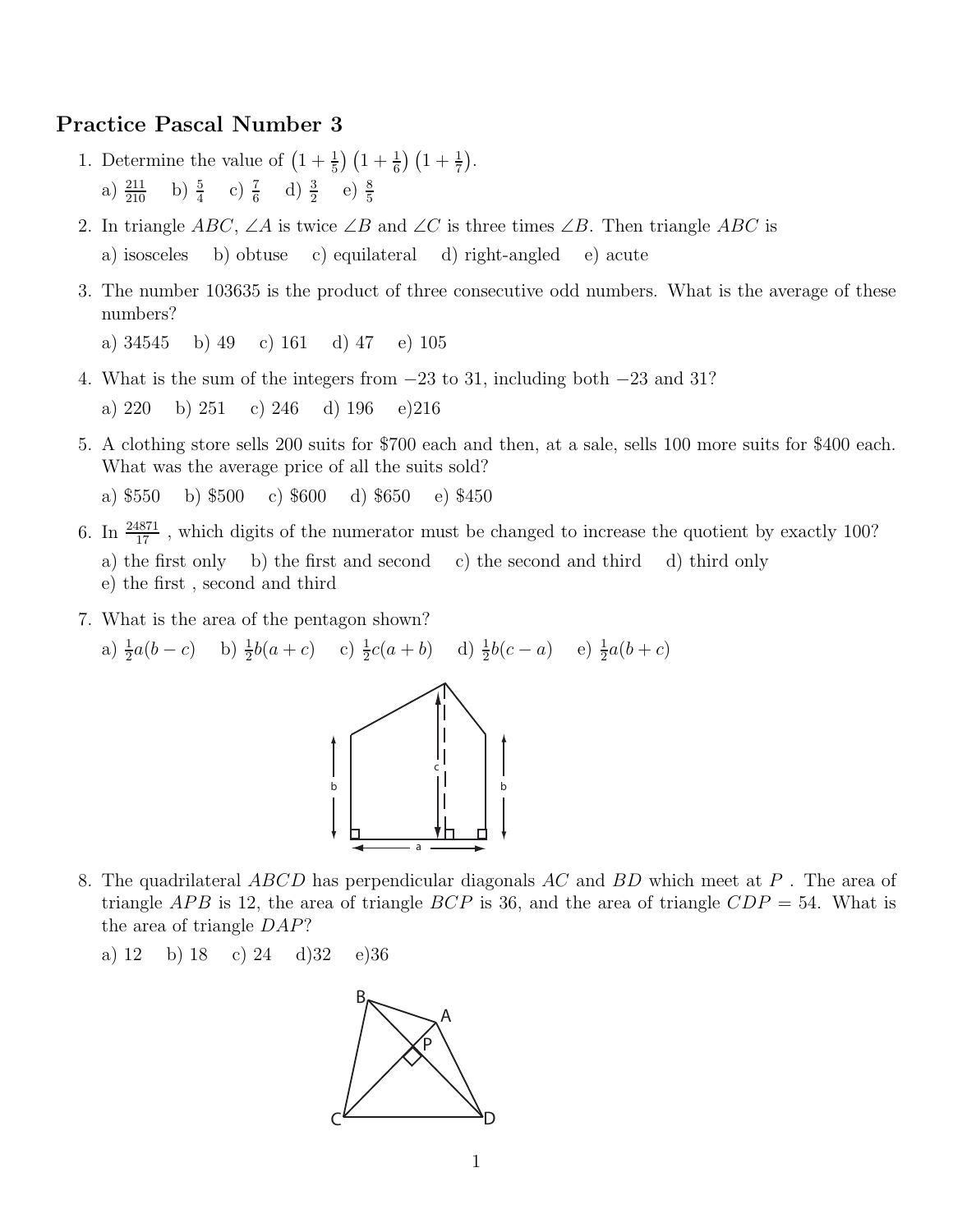# Practice Pascal Number 3

1. Determine the value of $\left(1+\frac{1}{5}\right)\left(1+\frac{1}{6}\right)\left(1+\frac{1}{7}\right)$.

   a) $\frac{211}{210}$ b) $\frac{5}{4}$ c) $\frac{7}{6}$ d) $\frac{3}{2}$ e) $\frac{8}{5}$

2. In triangle $ABC$, $\angle A$ is twice $\angle B$ and $\angle C$ is three times $\angle B$. Then triangle $ABC$ is

   a) isosceles b) obtuse c) equilateral d) right-angled e) acute

3. The number 103635 is the product of three consecutive odd numbers. What is the average of these numbers?

   a) 34545 b) 49 c) 161 d) 47 e) 105

4. What is the sum of the integers from $-23$ to 31, including both $-23$ and 31?

   a) 220 b) 251 c) 246 d) 196 e)216

5. A clothing store sells 200 suits for $700 each and then, at a sale, sells 100 more suits for $400 each. What was the average price of all the suits sold?

   a) $550 b) $500 c) $600 d) $650 e) $450

6. In $\frac{24871}{17}$ , which digits of the numerator must be changed to increase the quotient by exactly 100?

   a) the first only b) the first and second c) the second and third d) third only
   e) the first , second and third

7. What is the area of the pentagon shown?

   a) $\frac{1}{2}a(b-c)$ b) $\frac{1}{2}b(a+c)$ c) $\frac{1}{2}c(a+b)$ d) $\frac{1}{2}b(c-a)$ e) $\frac{1}{2}a(b+c)$

8. The quadrilateral $ABCD$ has perpendicular diagonals $AC$ and $BD$ which meet at $P$ . The area of triangle $APB$ is 12, the area of triangle $BCP$ is 36, and the area of triangle $CDP = 54$. What is the area of triangle $DAP$?

   a) 12 b) 18 c) 24 d)32 e)36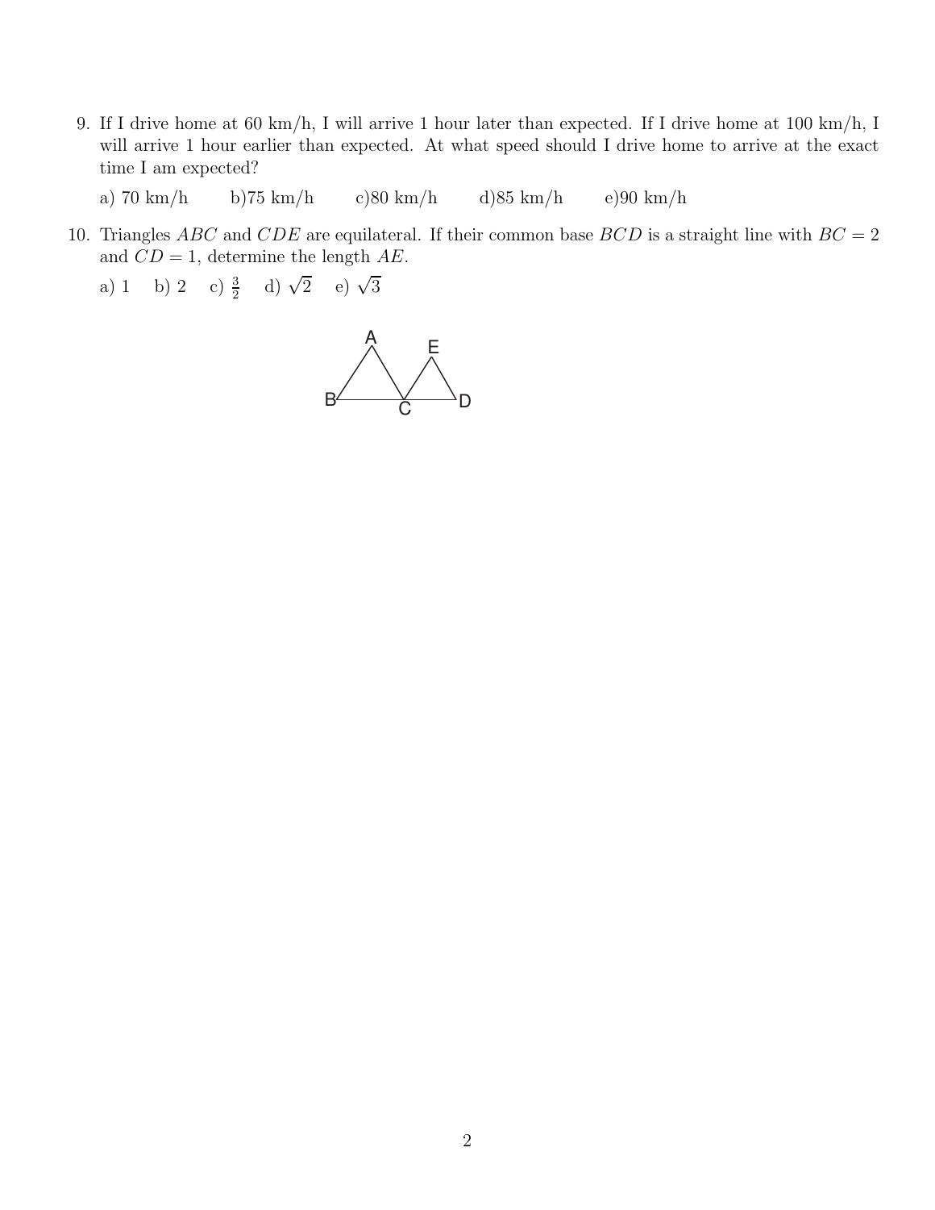9. If I drive home at 60 km/h, I will arrive 1 hour later than expected. If I drive home at 100 km/h, I will arrive 1 hour earlier than expected. At what speed should I drive home to arrive at the exact time I am expected?

   a) 70 km/h  b)75 km/h  c)80 km/h  d)85 km/h  e)90 km/h

10. Triangles $ABC$ and $CDE$ are equilateral. If their common base $BCD$ is a straight line with $BC = 2$ and $CD = 1$, determine the length $AE$.

    a) 1  b) 2  c) $\frac{3}{2}$  d) $\sqrt{2}$  e) $\sqrt{3}$

A
E
B
C
D